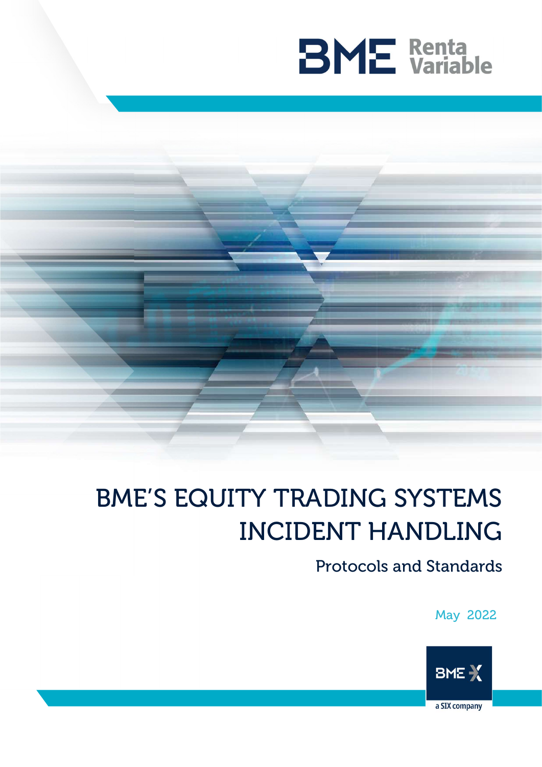BME Renta Variable

# BME'S EQUITY TRADING SYSTEMS INCIDENT HANDLING

## Protocols and Standards

May 2022

BME X
a SIX company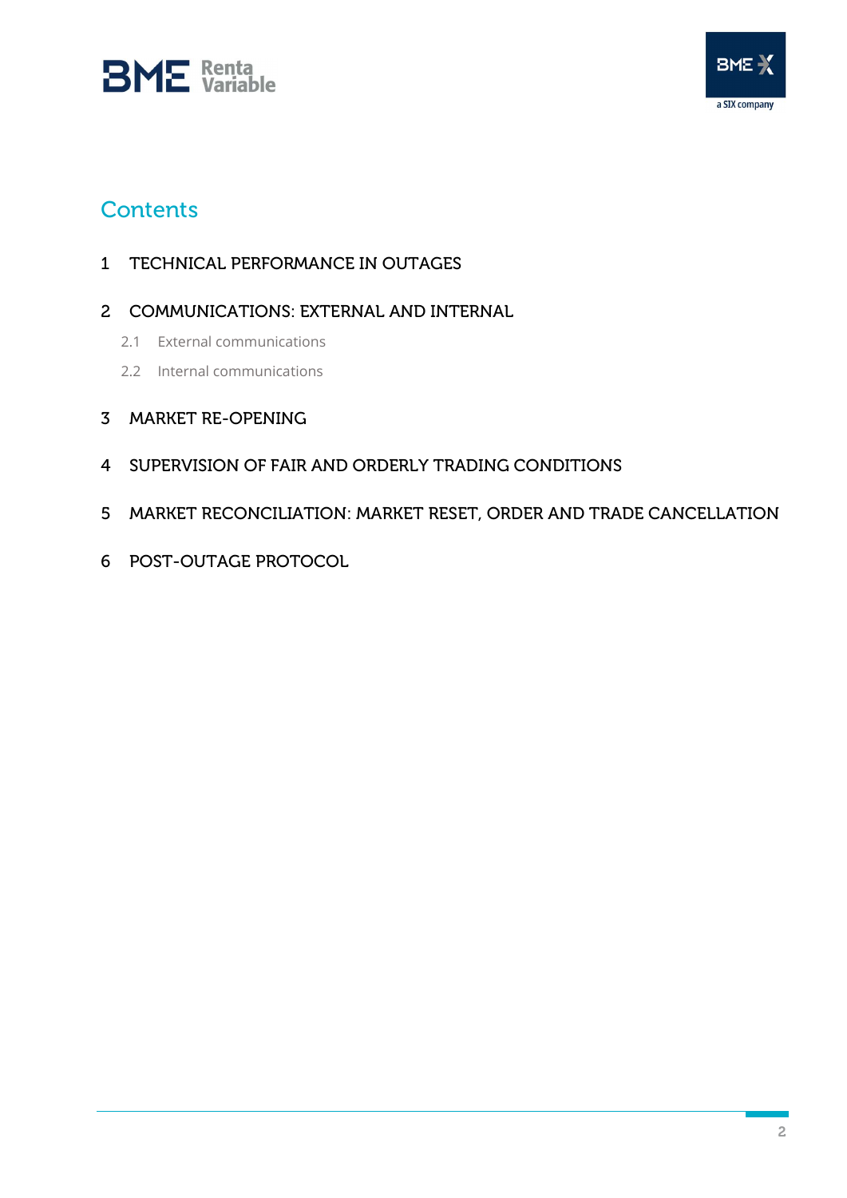# Contents

1 TECHNICAL PERFORMANCE IN OUTAGES

2 COMMUNICATIONS: EXTERNAL AND INTERNAL

- 2.1 External communications
- 2.2 Internal communications

3 MARKET RE-OPENING

4 SUPERVISION OF FAIR AND ORDERLY TRADING CONDITIONS

5 MARKET RECONCILIATION: MARKET RESET, ORDER AND TRADE CANCELLATION

6 POST-OUTAGE PROTOCOL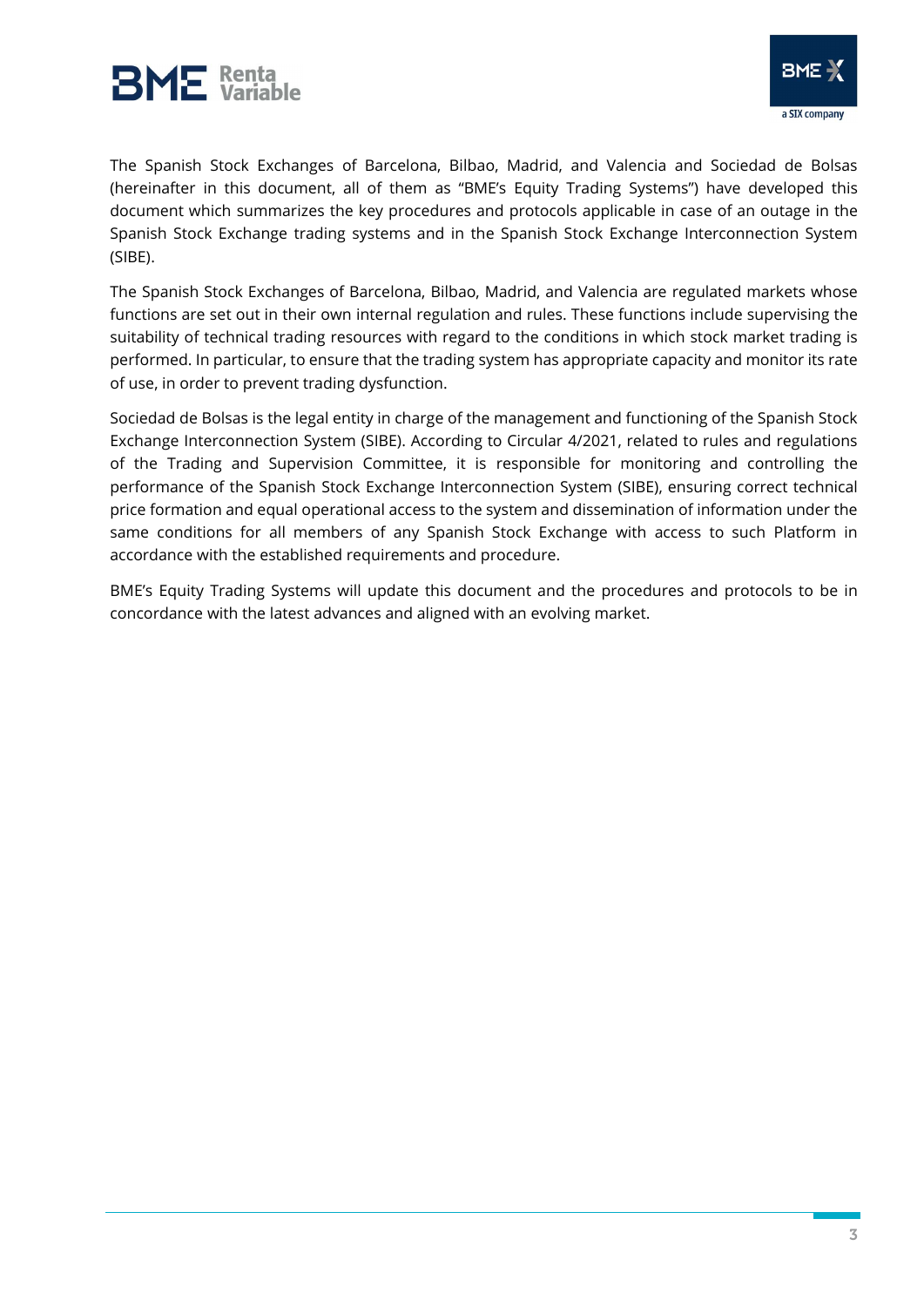The Spanish Stock Exchanges of Barcelona, Bilbao, Madrid, and Valencia and Sociedad de Bolsas (hereinafter in this document, all of them as "BME's Equity Trading Systems") have developed this document which summarizes the key procedures and protocols applicable in case of an outage in the Spanish Stock Exchange trading systems and in the Spanish Stock Exchange Interconnection System (SIBE).

The Spanish Stock Exchanges of Barcelona, Bilbao, Madrid, and Valencia are regulated markets whose functions are set out in their own internal regulation and rules. These functions include supervising the suitability of technical trading resources with regard to the conditions in which stock market trading is performed. In particular, to ensure that the trading system has appropriate capacity and monitor its rate of use, in order to prevent trading dysfunction.

Sociedad de Bolsas is the legal entity in charge of the management and functioning of the Spanish Stock Exchange Interconnection System (SIBE). According to Circular 4/2021, related to rules and regulations of the Trading and Supervision Committee, it is responsible for monitoring and controlling the performance of the Spanish Stock Exchange Interconnection System (SIBE), ensuring correct technical price formation and equal operational access to the system and dissemination of information under the same conditions for all members of any Spanish Stock Exchange with access to such Platform in accordance with the established requirements and procedure.

BME's Equity Trading Systems will update this document and the procedures and protocols to be in concordance with the latest advances and aligned with an evolving market.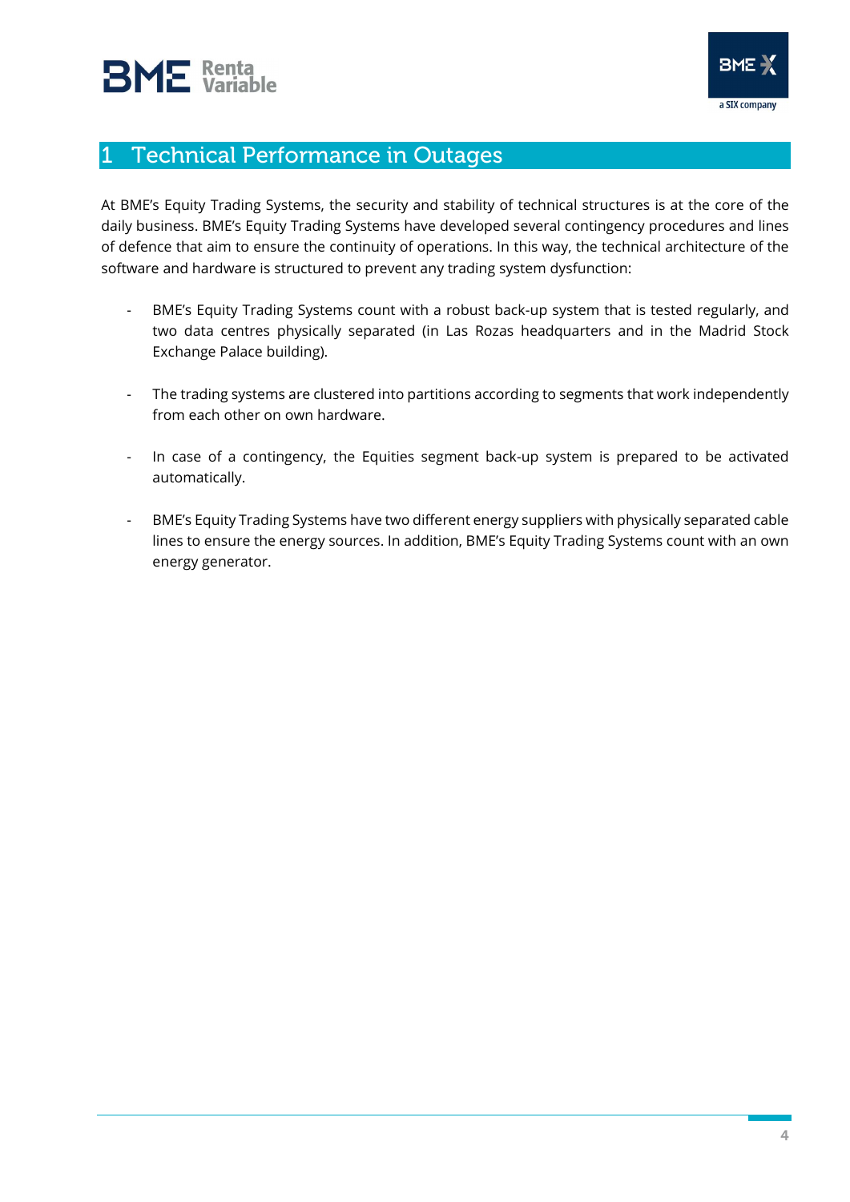# 1 Technical Performance in Outages

At BME's Equity Trading Systems, the security and stability of technical structures is at the core of the daily business. BME's Equity Trading Systems have developed several contingency procedures and lines of defence that aim to ensure the continuity of operations. In this way, the technical architecture of the software and hardware is structured to prevent any trading system dysfunction:

- BME's Equity Trading Systems count with a robust back-up system that is tested regularly, and two data centres physically separated (in Las Rozas headquarters and in the Madrid Stock Exchange Palace building).
- The trading systems are clustered into partitions according to segments that work independently from each other on own hardware.
- In case of a contingency, the Equities segment back-up system is prepared to be activated automatically.
- BME's Equity Trading Systems have two different energy suppliers with physically separated cable lines to ensure the energy sources. In addition, BME's Equity Trading Systems count with an own energy generator.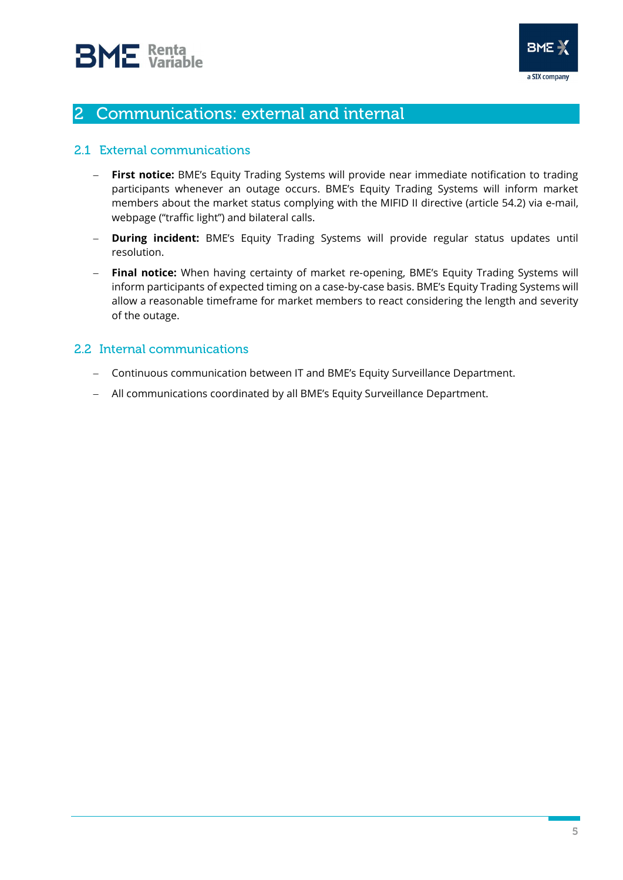# 2 Communications: external and internal

## 2.1 External communications

- **First notice:** BME's Equity Trading Systems will provide near immediate notification to trading participants whenever an outage occurs. BME's Equity Trading Systems will inform market members about the market status complying with the MIFID II directive (article 54.2) via e-mail, webpage ("traffic light") and bilateral calls.
- **During incident:** BME's Equity Trading Systems will provide regular status updates until resolution.
- **Final notice:** When having certainty of market re-opening, BME's Equity Trading Systems will inform participants of expected timing on a case-by-case basis. BME's Equity Trading Systems will allow a reasonable timeframe for market members to react considering the length and severity of the outage.

## 2.2 Internal communications

- Continuous communication between IT and BME's Equity Surveillance Department.
- All communications coordinated by all BME's Equity Surveillance Department.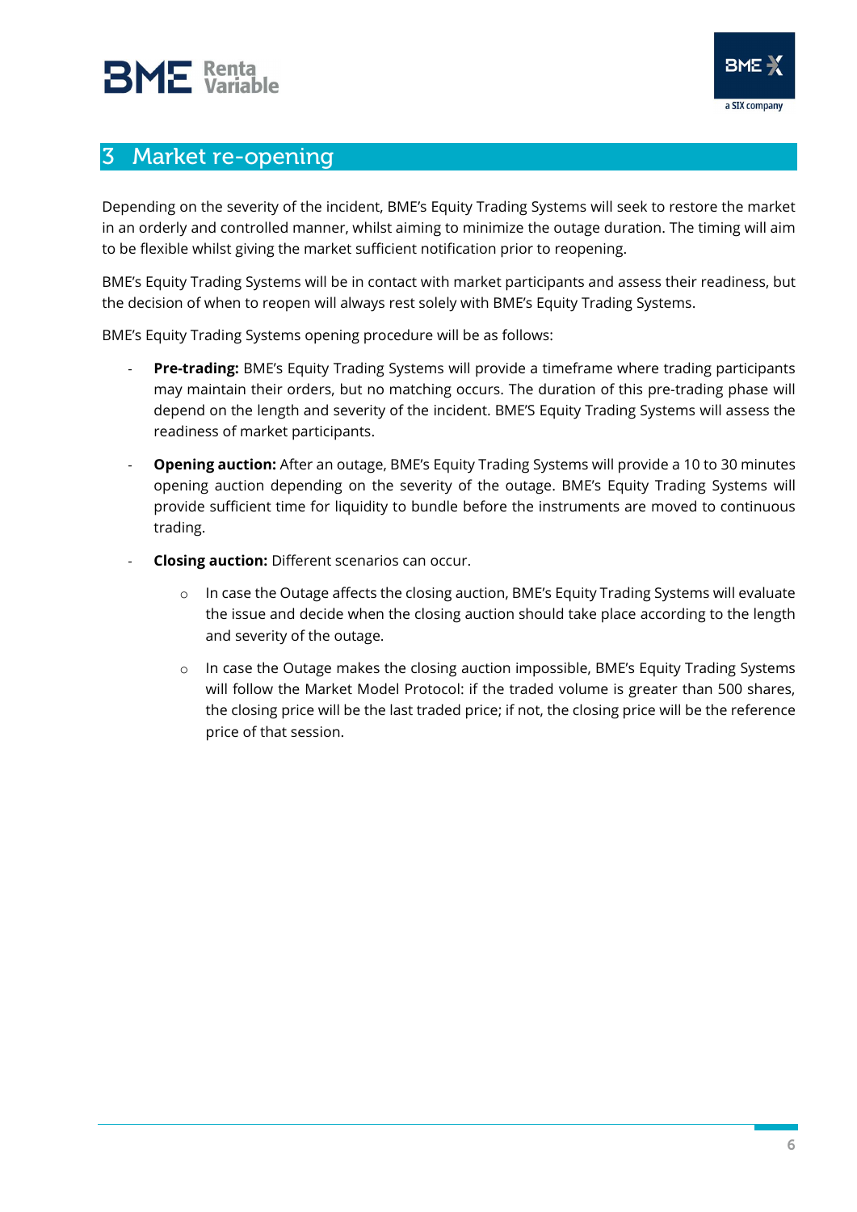# 3 Market re-opening

Depending on the severity of the incident, BME's Equity Trading Systems will seek to restore the market in an orderly and controlled manner, whilst aiming to minimize the outage duration. The timing will aim to be flexible whilst giving the market sufficient notification prior to reopening.

BME's Equity Trading Systems will be in contact with market participants and assess their readiness, but the decision of when to reopen will always rest solely with BME's Equity Trading Systems.

BME's Equity Trading Systems opening procedure will be as follows:

- **Pre-trading:** BME's Equity Trading Systems will provide a timeframe where trading participants may maintain their orders, but no matching occurs. The duration of this pre-trading phase will depend on the length and severity of the incident. BME'S Equity Trading Systems will assess the readiness of market participants.
- **Opening auction:** After an outage, BME's Equity Trading Systems will provide a 10 to 30 minutes opening auction depending on the severity of the outage. BME's Equity Trading Systems will provide sufficient time for liquidity to bundle before the instruments are moved to continuous trading.
- **Closing auction:** Different scenarios can occur.
  - In case the Outage affects the closing auction, BME's Equity Trading Systems will evaluate the issue and decide when the closing auction should take place according to the length and severity of the outage.
  - In case the Outage makes the closing auction impossible, BME's Equity Trading Systems will follow the Market Model Protocol: if the traded volume is greater than 500 shares, the closing price will be the last traded price; if not, the closing price will be the reference price of that session.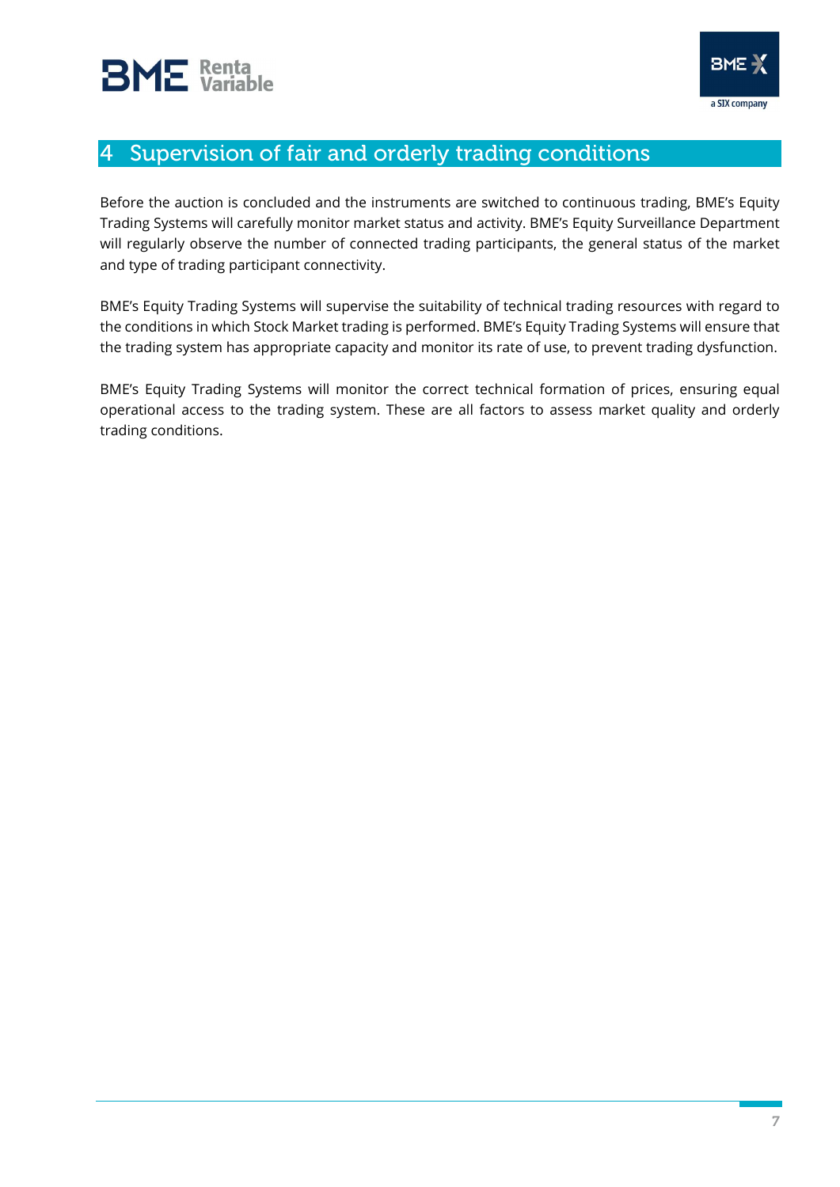# 4 Supervision of fair and orderly trading conditions

Before the auction is concluded and the instruments are switched to continuous trading, BME's Equity Trading Systems will carefully monitor market status and activity. BME's Equity Surveillance Department will regularly observe the number of connected trading participants, the general status of the market and type of trading participant connectivity.

BME's Equity Trading Systems will supervise the suitability of technical trading resources with regard to the conditions in which Stock Market trading is performed. BME's Equity Trading Systems will ensure that the trading system has appropriate capacity and monitor its rate of use, to prevent trading dysfunction.

BME's Equity Trading Systems will monitor the correct technical formation of prices, ensuring equal operational access to the trading system. These are all factors to assess market quality and orderly trading conditions.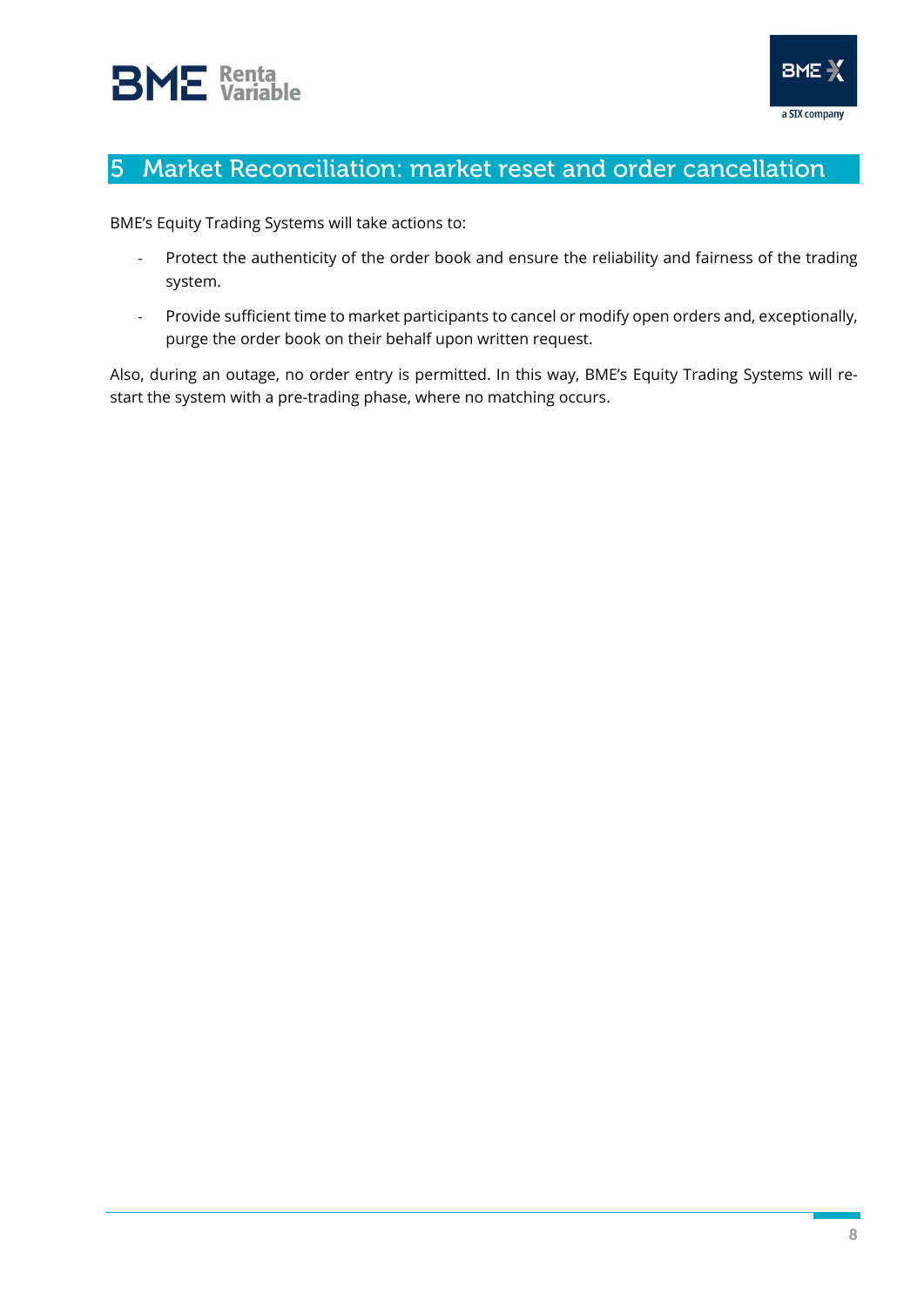# 5 Market Reconciliation: market reset and order cancellation

BME's Equity Trading Systems will take actions to:

- Protect the authenticity of the order book and ensure the reliability and fairness of the trading system.
- Provide sufficient time to market participants to cancel or modify open orders and, exceptionally, purge the order book on their behalf upon written request.

Also, during an outage, no order entry is permitted. In this way, BME's Equity Trading Systems will re-start the system with a pre-trading phase, where no matching occurs.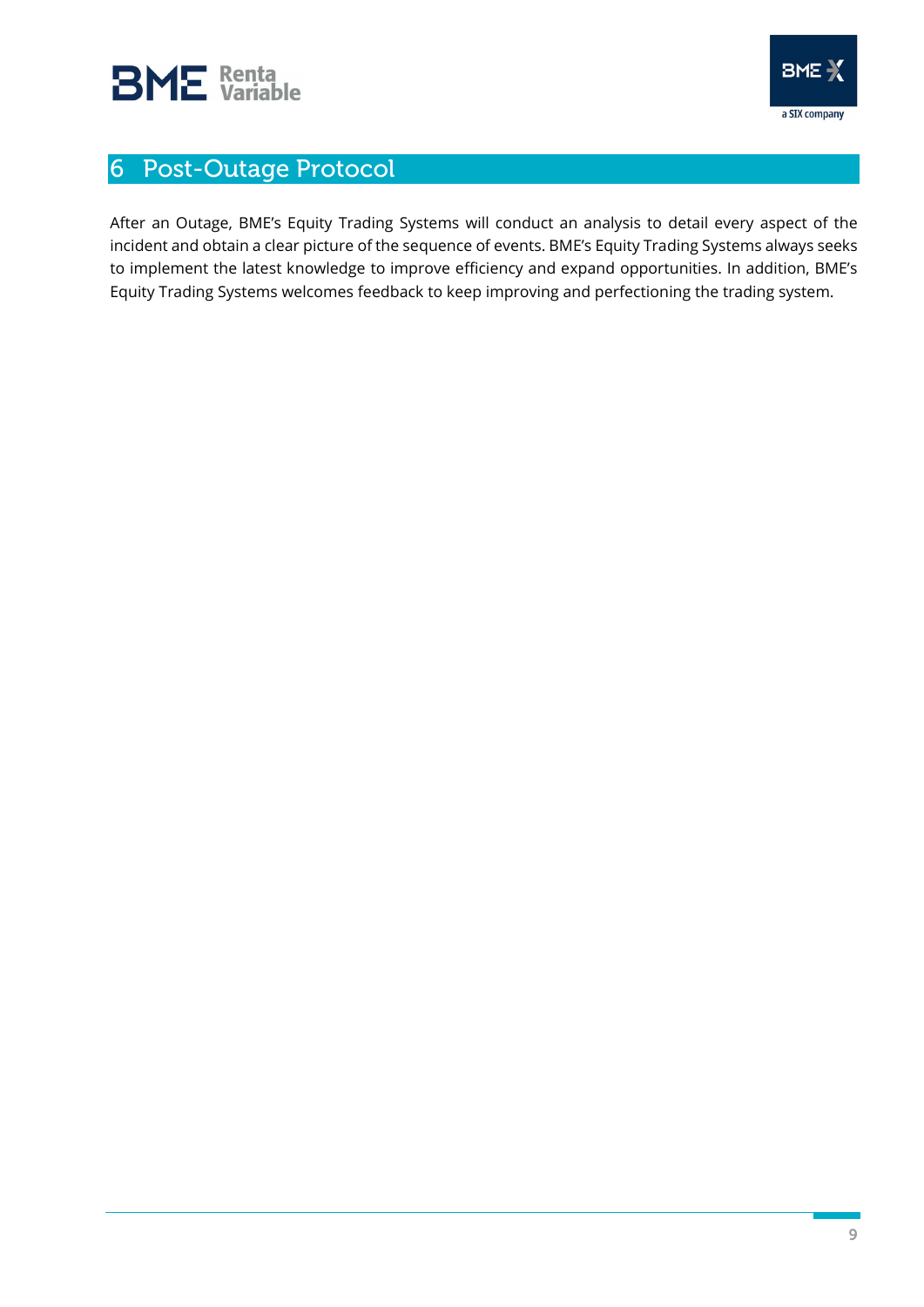# 6 Post-Outage Protocol

After an Outage, BME's Equity Trading Systems will conduct an analysis to detail every aspect of the incident and obtain a clear picture of the sequence of events. BME's Equity Trading Systems always seeks to implement the latest knowledge to improve efficiency and expand opportunities. In addition, BME's Equity Trading Systems welcomes feedback to keep improving and perfectioning the trading system.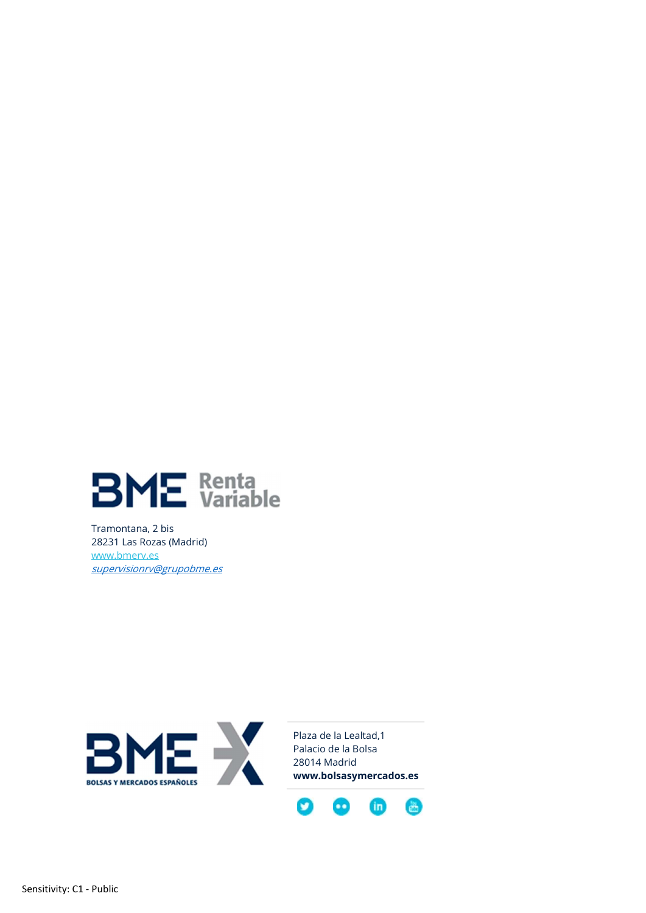BME Renta Variable

Tramontana, 2 bis
28231 Las Rozas (Madrid)
www.bmerv.es
*supervisionrv@grupobme.es*

BME BOLSAS Y MERCADOS ESPAÑOLES

Plaza de la Lealtad,1
Palacio de la Bolsa
28014 Madrid
**www.bolsasymercados.es**

Sensitivity: C1 - Public